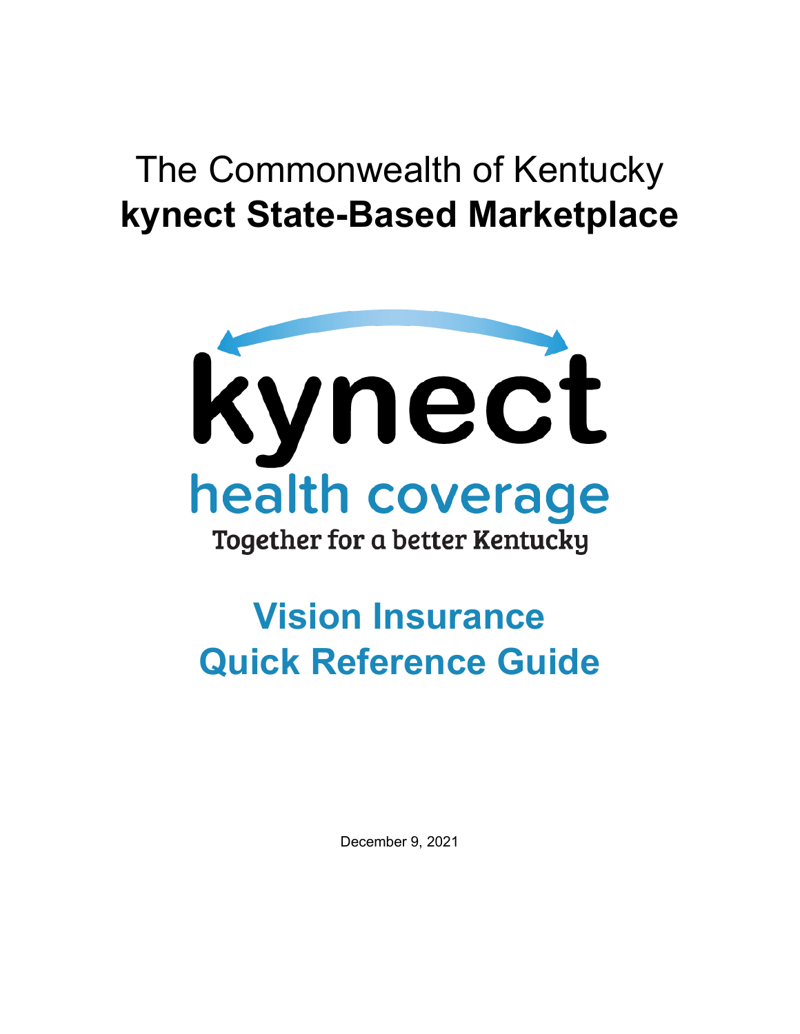# The Commonwealth of Kentucky

## **kynect State-Based Marketplace**

kynect

health coverage

Together for a better Kentucky

# Vision Insurance Quick Reference Guide

December 9, 2021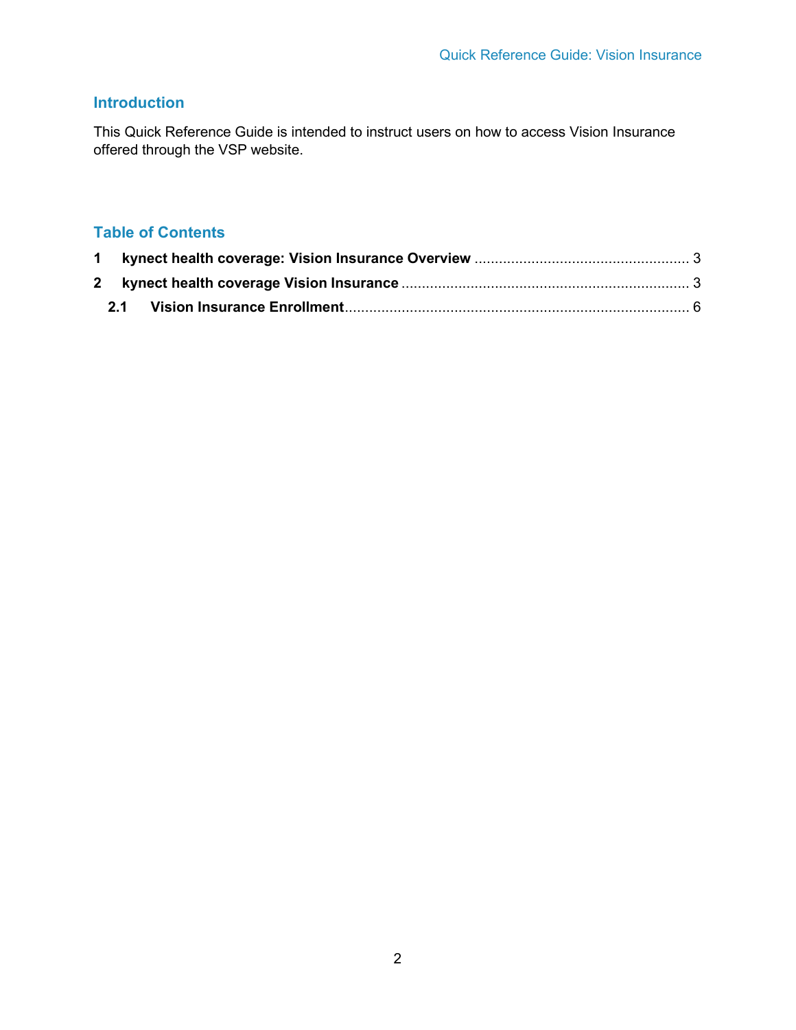## Introduction

This Quick Reference Guide is intended to instruct users on how to access Vision Insurance offered through the VSP website.

## Table of Contents

**1 kynect health coverage: Vision Insurance Overview** .................................................... 3

**2 kynect health coverage Vision Insurance** ...................................................................... 3

  **2.1 Vision Insurance Enrollment**.................................................................................... 6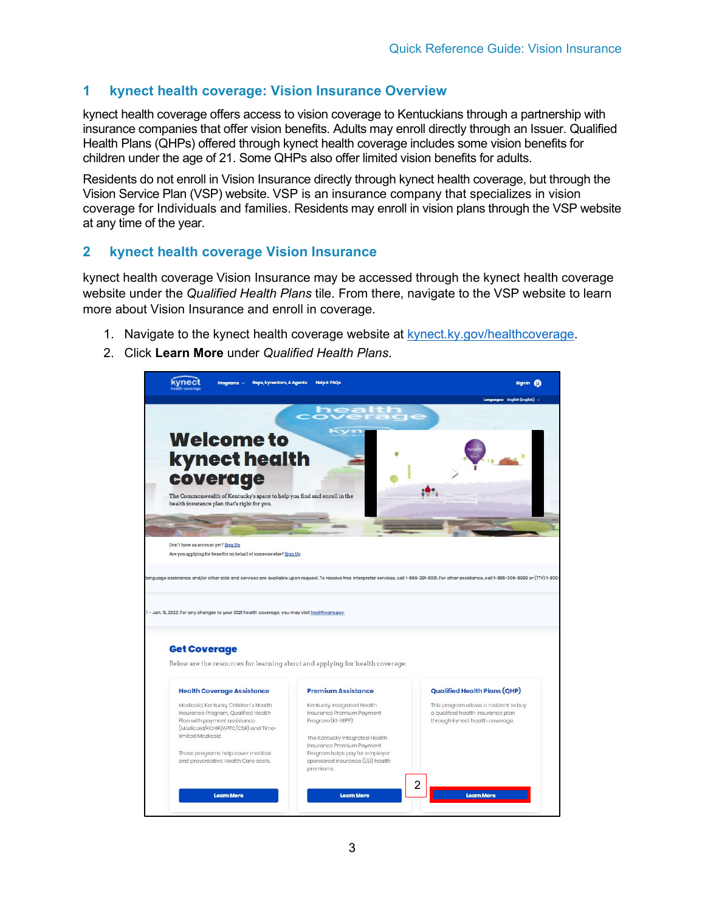## 1 kynect health coverage: Vision Insurance Overview

kynect health coverage offers access to vision coverage to Kentuckians through a partnership with insurance companies that offer vision benefits. Adults may enroll directly through an Issuer. Qualified Health Plans (QHPs) offered through kynect health coverage includes some vision benefits for children under the age of 21. Some QHPs also offer limited vision benefits for adults.

Residents do not enroll in Vision Insurance directly through kynect health coverage, but through the Vision Service Plan (VSP) website. VSP is an insurance company that specializes in vision coverage for Individuals and families. Residents may enroll in vision plans through the VSP website at any time of the year.

## 2 kynect health coverage Vision Insurance

kynect health coverage Vision Insurance may be accessed through the kynect health coverage website under the *Qualified Health Plans* tile. From there, navigate to the VSP website to learn more about Vision Insurance and enroll in coverage.

1. Navigate to the kynect health coverage website at [kynect.ky.gov/healthcoverage](kynect.ky.gov/healthcoverage).
2. Click **Learn More** under *Qualified Health Plans*.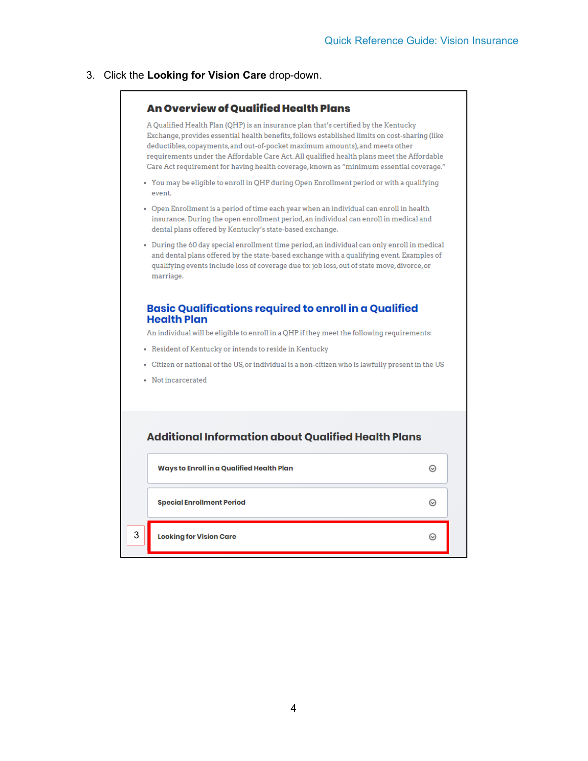3. Click the **Looking for Vision Care** drop-down.

## An Overview of Qualified Health Plans

A Qualified Health Plan (QHP) is an insurance plan that's certified by the Kentucky Exchange, provides essential health benefits, follows established limits on cost-sharing (like deductibles, copayments, and out-of-pocket maximum amounts), and meets other requirements under the Affordable Care Act. All qualified health plans meet the Affordable Care Act requirement for having health coverage, known as "minimum essential coverage."

- You may be eligible to enroll in QHP during Open Enrollment period or with a qualifying event.
- Open Enrollment is a period of time each year when an individual can enroll in health insurance. During the open enrollment period, an individual can enroll in medical and dental plans offered by Kentucky's state-based exchange.
- During the 60 day special enrollment time period, an individual can only enroll in medical and dental plans offered by the state-based exchange with a qualifying event. Examples of qualifying events include loss of coverage due to: job loss, out of state move, divorce, or marriage.

## Basic Qualifications required to enroll in a Qualified Health Plan

An individual will be eligible to enroll in a QHP if they meet the following requirements:

- Resident of Kentucky or intends to reside in Kentucky
- Citizen or national of the US, or individual is a non-citizen who is lawfully present in the US
- Not incarcerated

## Additional Information about Qualified Health Plans

**Ways to Enroll in a Qualified Health Plan**

**Special Enrollment Period**

3 **Looking for Vision Care**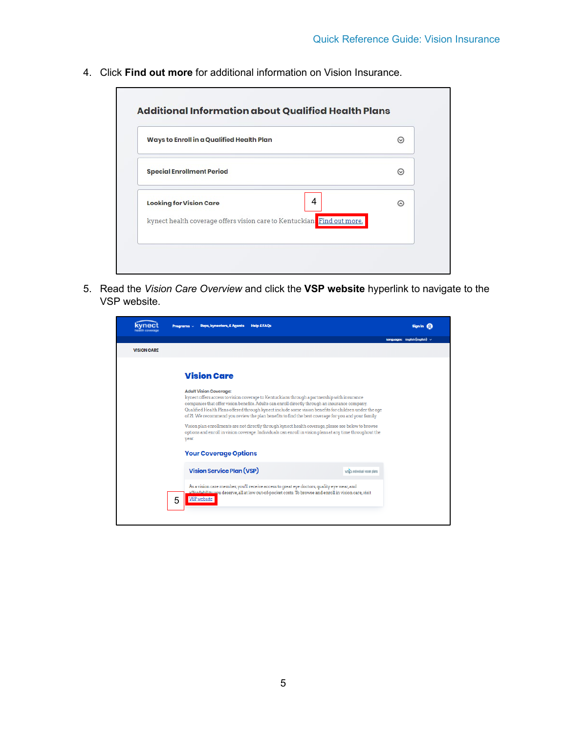4. Click **Find out more** for additional information on Vision Insurance.

**Additional Information about Qualified Health Plans**

- Ways to Enroll in a Qualified Health Plan
- Special Enrollment Period
- Looking for Vision Care

  kynect health coverage offers vision care to Kentuckians. Find out more.

5. Read the *Vision Care Overview* and click the **VSP website** hyperlink to navigate to the VSP website.

**Vision Care**

**Adult Vision Coverage:**

kynect offers access to vision coverage to Kentuckians through a partnership with insurance companies that offer vision benefits. Adults can enroll directly through an insurance company. Qualified Health Plans offered through kynect include some vision benefits for children under the age of 21. We recommend you review the plan benefits to find the best coverage for you and your family.

Vision plan enrollments are not directly through kynect health coverage, please see below to browse options and enroll in vision coverage. Individuals can enroll in vision plans at any time throughout the year.

**Your Coverage Options**

**Vision Service Plan (VSP)**

As a vision care member, you'll receive access to great eye doctors, quality eye wear, and affordability you deserve, all at low out-of-pocket costs. To browse and enroll in vision care, visit VSP website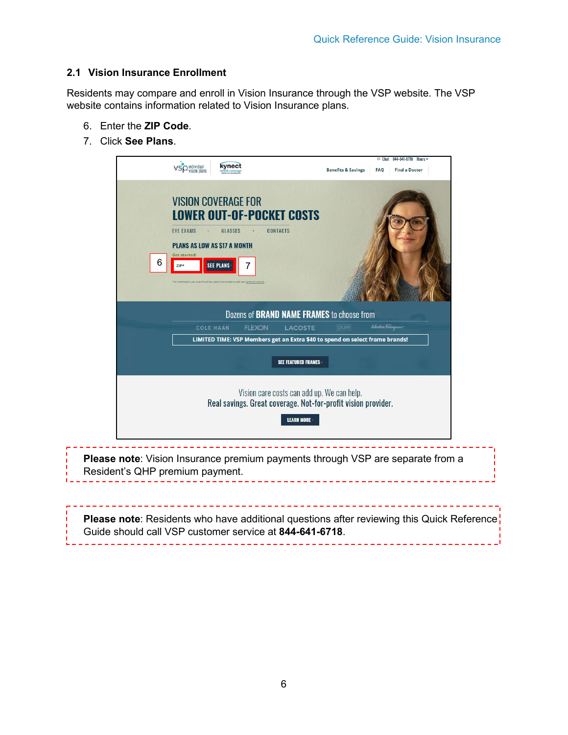## 2.1 Vision Insurance Enrollment

Residents may compare and enroll in Vision Insurance through the VSP website. The VSP website contains information related to Vision Insurance plans.

6. Enter the **ZIP Code**.
7. Click **See Plans**.

**Please note**: Vision Insurance premium payments through VSP are separate from a Resident's QHP premium payment.

**Please note**: Residents who have additional questions after reviewing this Quick Reference Guide should call VSP customer service at **844-641-6718**.